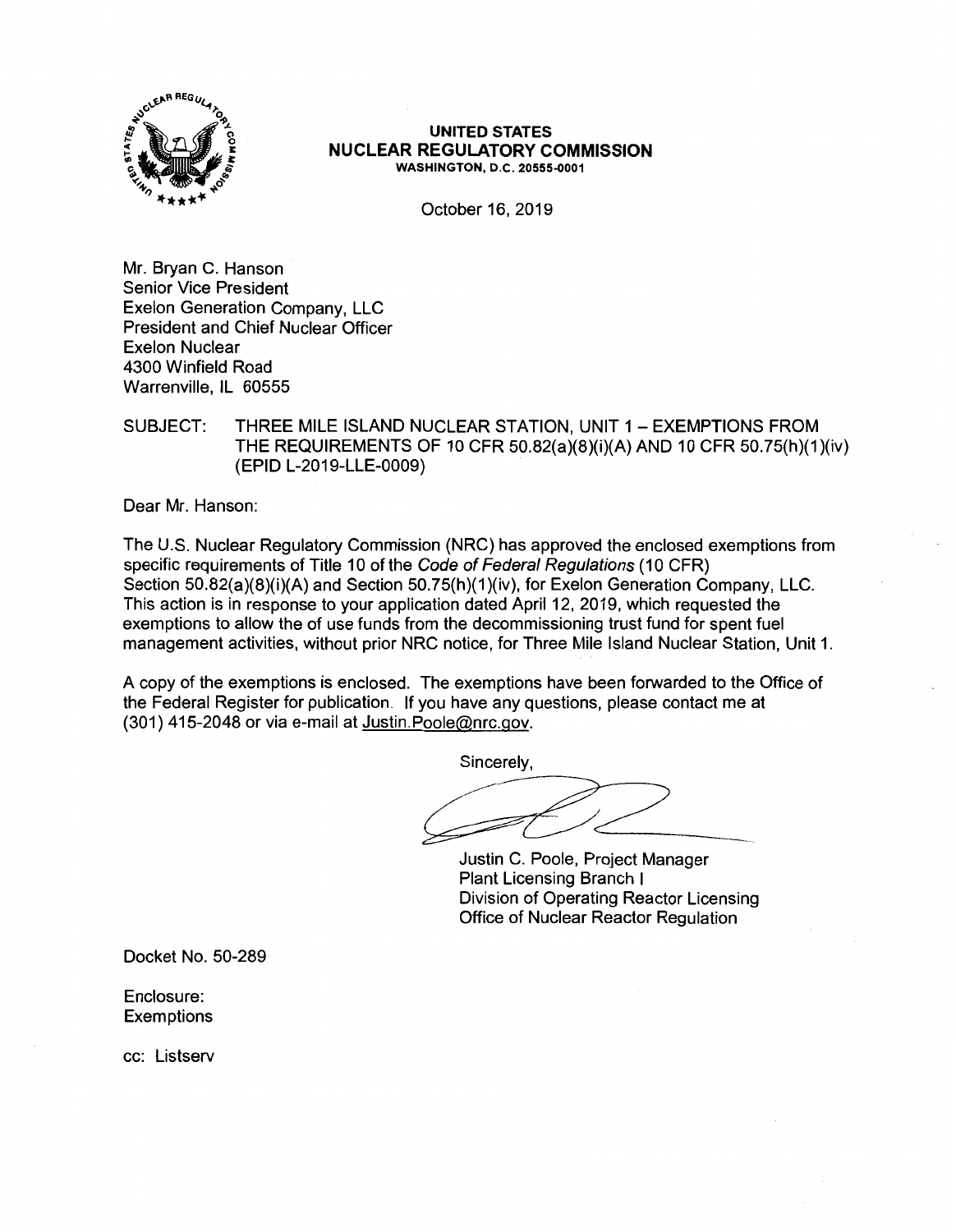**UNITED STATES**
**NUCLEAR REGULATORY COMMISSION**
WASHINGTON, D.C. 20555-0001

October 16, 2019

Mr. Bryan C. Hanson
Senior Vice President
Exelon Generation Company, LLC
President and Chief Nuclear Officer
Exelon Nuclear
4300 Winfield Road
Warrenville, IL 60555

SUBJECT: THREE MILE ISLAND NUCLEAR STATION, UNIT 1 – EXEMPTIONS FROM THE REQUIREMENTS OF 10 CFR 50.82(a)(8)(i)(A) AND 10 CFR 50.75(h)(1)(iv) (EPID L-2019-LLE-0009)

Dear Mr. Hanson:

The U.S. Nuclear Regulatory Commission (NRC) has approved the enclosed exemptions from specific requirements of Title 10 of the *Code of Federal Regulations* (10 CFR) Section 50.82(a)(8)(i)(A) and Section 50.75(h)(1)(iv), for Exelon Generation Company, LLC. This action is in response to your application dated April 12, 2019, which requested the exemptions to allow the of use funds from the decommissioning trust fund for spent fuel management activities, without prior NRC notice, for Three Mile Island Nuclear Station, Unit 1.

A copy of the exemptions is enclosed. The exemptions have been forwarded to the Office of the Federal Register for publication. If you have any questions, please contact me at (301) 415-2048 or via e-mail at Justin.Poole@nrc.gov.

Sincerely,

Justin C. Poole, Project Manager
Plant Licensing Branch I
Division of Operating Reactor Licensing
Office of Nuclear Reactor Regulation

Docket No. 50-289

Enclosure:
Exemptions

cc: Listserv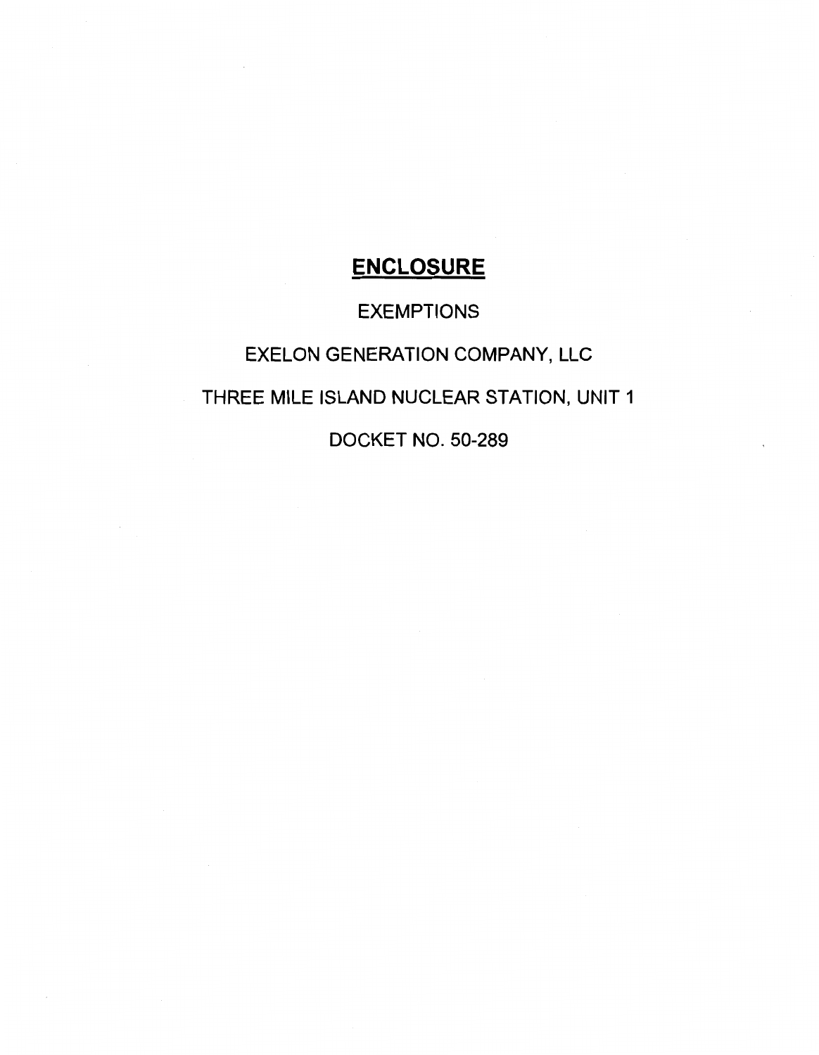# **ENCLOSURE**

EXEMPTIONS

EXELON GENERATION COMPANY, LLC

THREE MILE ISLAND NUCLEAR STATION, UNIT 1

DOCKET NO. 50-289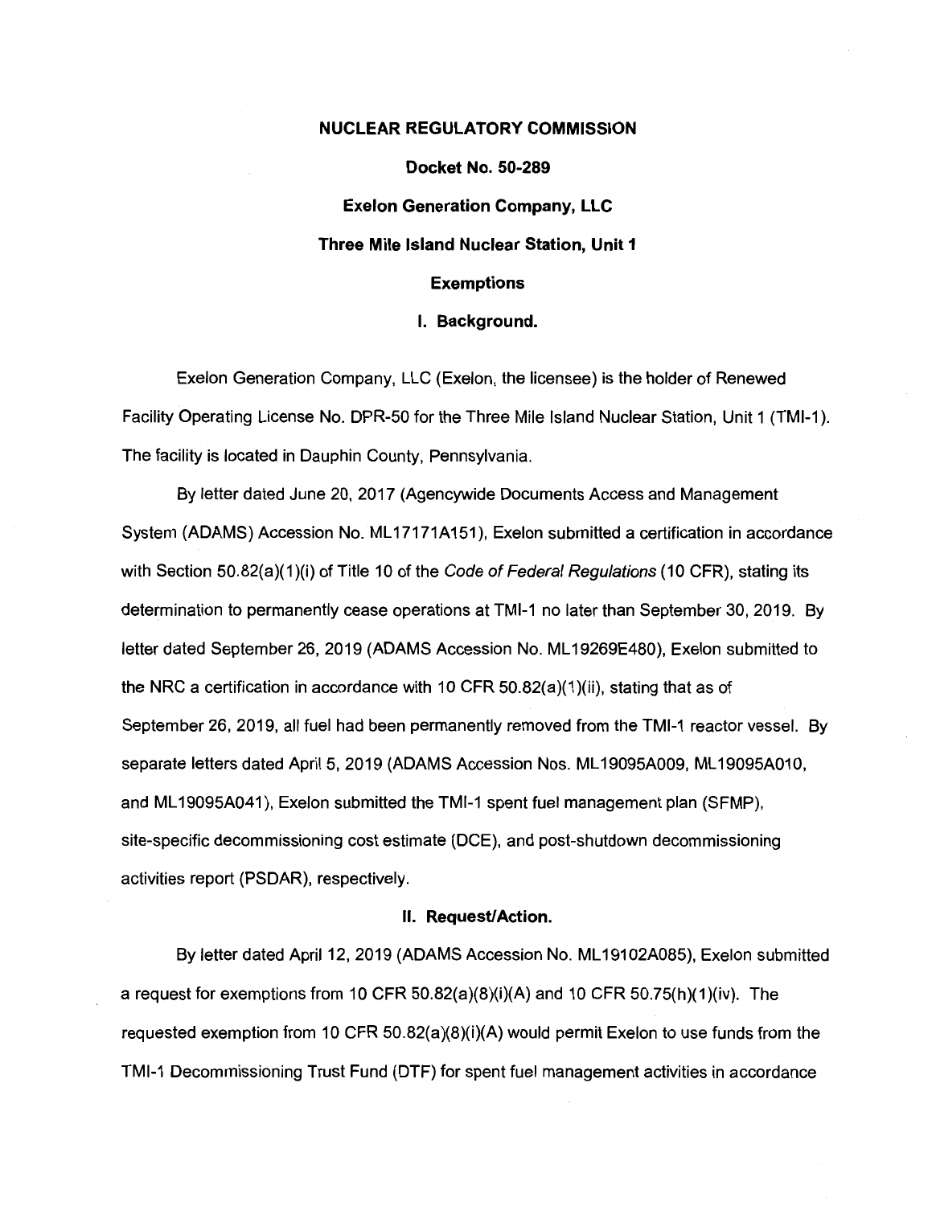**NUCLEAR REGULATORY COMMISSION**

**Docket No. 50-289**

**Exelon Generation Company, LLC**

**Three Mile Island Nuclear Station, Unit 1**

**Exemptions**

## I. Background.

Exelon Generation Company, LLC (Exelon, the licensee) is the holder of Renewed Facility Operating License No. DPR-50 for the Three Mile Island Nuclear Station, Unit 1 (TMI-1). The facility is located in Dauphin County, Pennsylvania.

By letter dated June 20, 2017 (Agencywide Documents Access and Management System (ADAMS) Accession No. ML17171A151), Exelon submitted a certification in accordance with Section 50.82(a)(1)(i) of Title 10 of the *Code of Federal Regulations* (10 CFR), stating its determination to permanently cease operations at TMI-1 no later than September 30, 2019. By letter dated September 26, 2019 (ADAMS Accession No. ML19269E480), Exelon submitted to the NRC a certification in accordance with 10 CFR 50.82(a)(1)(ii), stating that as of September 26, 2019, all fuel had been permanently removed from the TMI-1 reactor vessel. By separate letters dated April 5, 2019 (ADAMS Accession Nos. ML19095A009, ML19095A010, and ML19095A041), Exelon submitted the TMI-1 spent fuel management plan (SFMP), site-specific decommissioning cost estimate (DCE), and post-shutdown decommissioning activities report (PSDAR), respectively.

## II. Request/Action.

By letter dated April 12, 2019 (ADAMS Accession No. ML19102A085), Exelon submitted a request for exemptions from 10 CFR 50.82(a)(8)(i)(A) and 10 CFR 50.75(h)(1)(iv). The requested exemption from 10 CFR 50.82(a)(8)(i)(A) would permit Exelon to use funds from the TMI-1 Decommissioning Trust Fund (DTF) for spent fuel management activities in accordance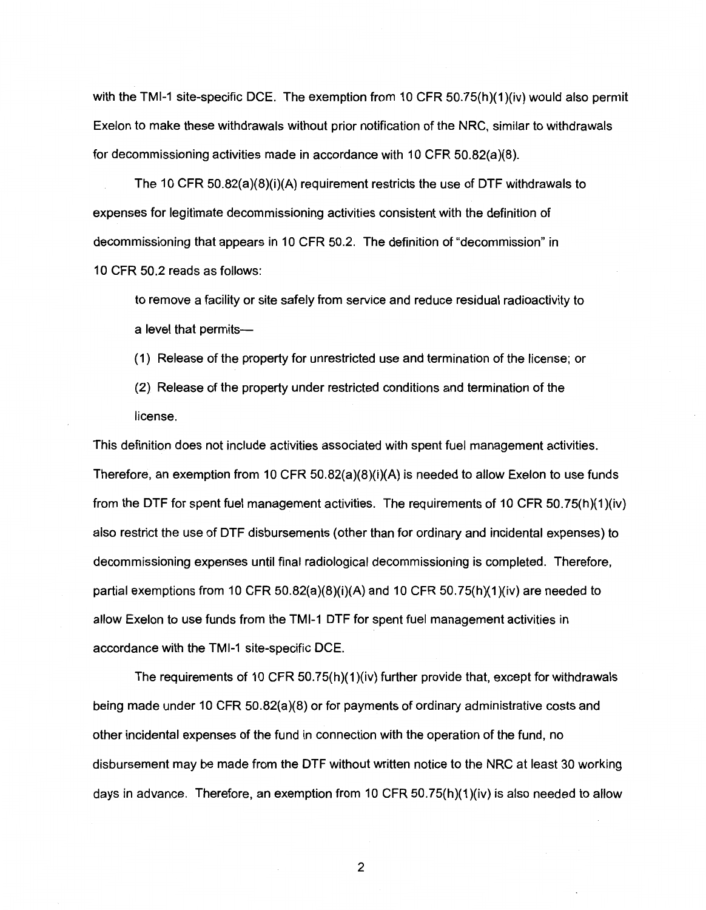with the TMI-1 site-specific DCE. The exemption from 10 CFR 50.75(h)(1)(iv) would also permit Exelon to make these withdrawals without prior notification of the NRC, similar to withdrawals for decommissioning activities made in accordance with 10 CFR 50.82(a)(8).

The 10 CFR 50.82(a)(8)(i)(A) requirement restricts the use of DTF withdrawals to expenses for legitimate decommissioning activities consistent with the definition of decommissioning that appears in 10 CFR 50.2. The definition of "decommission" in 10 CFR 50.2 reads as follows:

> to remove a facility or site safely from service and reduce residual radioactivity to a level that permits—
>
> (1) Release of the property for unrestricted use and termination of the license; or
>
> (2) Release of the property under restricted conditions and termination of the license.

This definition does not include activities associated with spent fuel management activities. Therefore, an exemption from 10 CFR 50.82(a)(8)(i)(A) is needed to allow Exelon to use funds from the DTF for spent fuel management activities. The requirements of 10 CFR 50.75(h)(1)(iv) also restrict the use of DTF disbursements (other than for ordinary and incidental expenses) to decommissioning expenses until final radiological decommissioning is completed. Therefore, partial exemptions from 10 CFR 50.82(a)(8)(i)(A) and 10 CFR 50.75(h)(1)(iv) are needed to allow Exelon to use funds from the TMI-1 DTF for spent fuel management activities in accordance with the TMI-1 site-specific DCE.

The requirements of 10 CFR 50.75(h)(1)(iv) further provide that, except for withdrawals being made under 10 CFR 50.82(a)(8) or for payments of ordinary administrative costs and other incidental expenses of the fund in connection with the operation of the fund, no disbursement may be made from the DTF without written notice to the NRC at least 30 working days in advance. Therefore, an exemption from 10 CFR 50.75(h)(1)(iv) is also needed to allow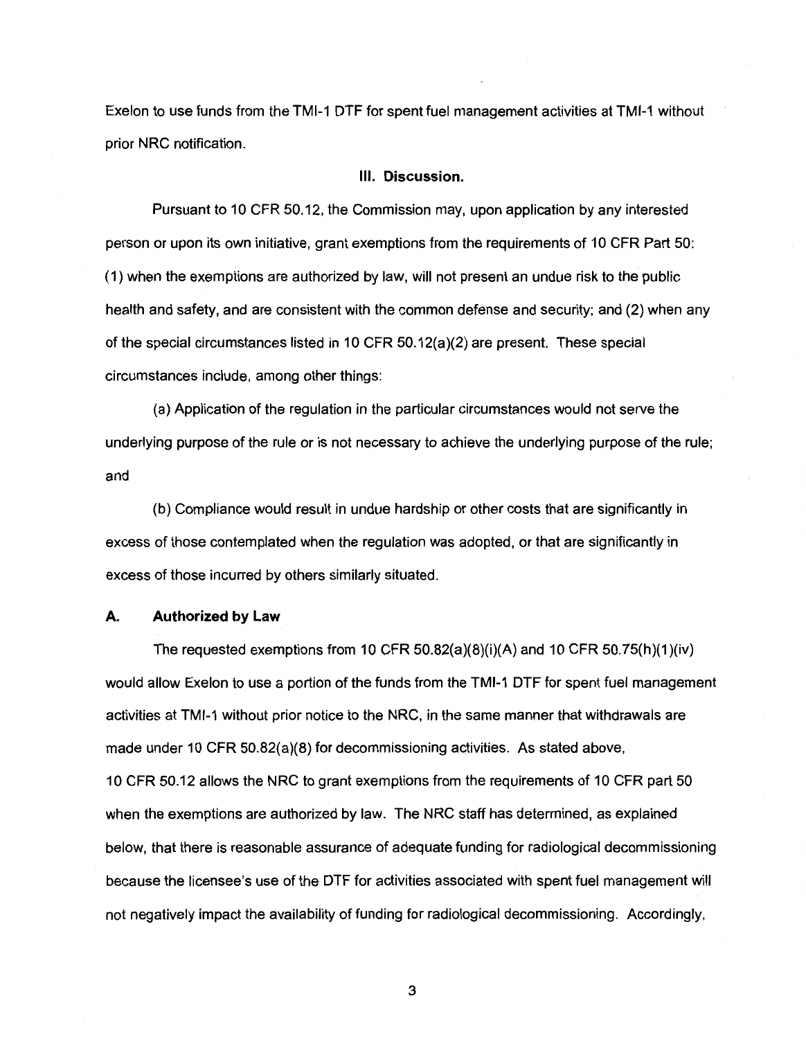Exelon to use funds from the TMI-1 DTF for spent fuel management activities at TMI-1 without prior NRC notification.

### III. Discussion.

Pursuant to 10 CFR 50.12, the Commission may, upon application by any interested person or upon its own initiative, grant exemptions from the requirements of 10 CFR Part 50: (1) when the exemptions are authorized by law, will not present an undue risk to the public health and safety, and are consistent with the common defense and security; and (2) when any of the special circumstances listed in 10 CFR 50.12(a)(2) are present. These special circumstances include, among other things:

(a) Application of the regulation in the particular circumstances would not serve the underlying purpose of the rule or is not necessary to achieve the underlying purpose of the rule; and

(b) Compliance would result in undue hardship or other costs that are significantly in excess of those contemplated when the regulation was adopted, or that are significantly in excess of those incurred by others similarly situated.

#### A. Authorized by Law

The requested exemptions from 10 CFR 50.82(a)(8)(i)(A) and 10 CFR 50.75(h)(1)(iv) would allow Exelon to use a portion of the funds from the TMI-1 DTF for spent fuel management activities at TMI-1 without prior notice to the NRC, in the same manner that withdrawals are made under 10 CFR 50.82(a)(8) for decommissioning activities. As stated above, 10 CFR 50.12 allows the NRC to grant exemptions from the requirements of 10 CFR part 50 when the exemptions are authorized by law. The NRC staff has determined, as explained below, that there is reasonable assurance of adequate funding for radiological decommissioning because the licensee's use of the DTF for activities associated with spent fuel management will not negatively impact the availability of funding for radiological decommissioning. Accordingly,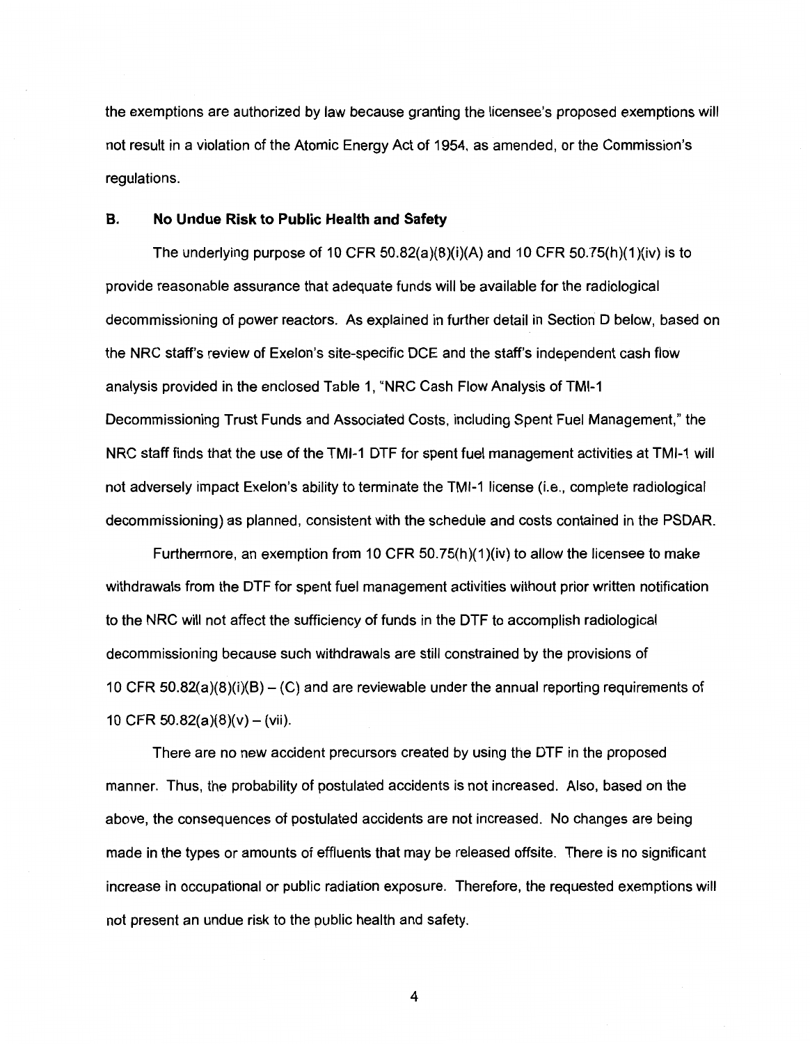the exemptions are authorized by law because granting the licensee's proposed exemptions will not result in a violation of the Atomic Energy Act of 1954, as amended, or the Commission's regulations.

## B. No Undue Risk to Public Health and Safety

The underlying purpose of 10 CFR 50.82(a)(8)(i)(A) and 10 CFR 50.75(h)(1)(iv) is to provide reasonable assurance that adequate funds will be available for the radiological decommissioning of power reactors. As explained in further detail in Section D below, based on the NRC staff's review of Exelon's site-specific DCE and the staff's independent cash flow analysis provided in the enclosed Table 1, "NRC Cash Flow Analysis of TMI-1 Decommissioning Trust Funds and Associated Costs, including Spent Fuel Management," the NRC staff finds that the use of the TMI-1 DTF for spent fuel management activities at TMI-1 will not adversely impact Exelon's ability to terminate the TMI-1 license (i.e., complete radiological decommissioning) as planned, consistent with the schedule and costs contained in the PSDAR.

Furthermore, an exemption from 10 CFR 50.75(h)(1)(iv) to allow the licensee to make withdrawals from the DTF for spent fuel management activities without prior written notification to the NRC will not affect the sufficiency of funds in the DTF to accomplish radiological decommissioning because such withdrawals are still constrained by the provisions of 10 CFR 50.82(a)(8)(i)(B) – (C) and are reviewable under the annual reporting requirements of 10 CFR 50.82(a)(8)(v) – (vii).

There are no new accident precursors created by using the DTF in the proposed manner. Thus, the probability of postulated accidents is not increased. Also, based on the above, the consequences of postulated accidents are not increased. No changes are being made in the types or amounts of effluents that may be released offsite. There is no significant increase in occupational or public radiation exposure. Therefore, the requested exemptions will not present an undue risk to the public health and safety.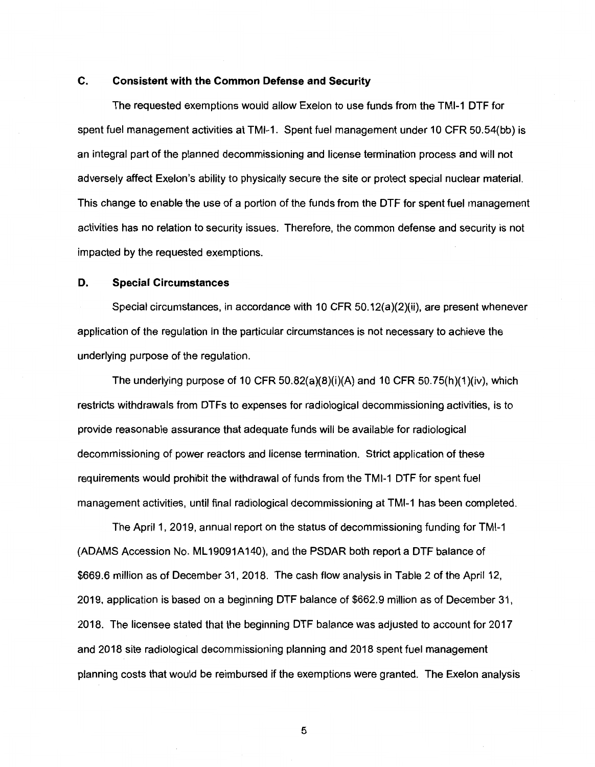### C. Consistent with the Common Defense and Security

The requested exemptions would allow Exelon to use funds from the TMI-1 DTF for spent fuel management activities at TMI-1. Spent fuel management under 10 CFR 50.54(bb) is an integral part of the planned decommissioning and license termination process and will not adversely affect Exelon's ability to physically secure the site or protect special nuclear material. This change to enable the use of a portion of the funds from the DTF for spent fuel management activities has no relation to security issues. Therefore, the common defense and security is not impacted by the requested exemptions.

### D. Special Circumstances

Special circumstances, in accordance with 10 CFR 50.12(a)(2)(ii), are present whenever application of the regulation in the particular circumstances is not necessary to achieve the underlying purpose of the regulation.

The underlying purpose of 10 CFR 50.82(a)(8)(i)(A) and 10 CFR 50.75(h)(1)(iv), which restricts withdrawals from DTFs to expenses for radiological decommissioning activities, is to provide reasonable assurance that adequate funds will be available for radiological decommissioning of power reactors and license termination. Strict application of these requirements would prohibit the withdrawal of funds from the TMI-1 DTF for spent fuel management activities, until final radiological decommissioning at TMI-1 has been completed.

The April 1, 2019, annual report on the status of decommissioning funding for TMI-1 (ADAMS Accession No. ML19091A140), and the PSDAR both report a DTF balance of $669.6 million as of December 31, 2018. The cash flow analysis in Table 2 of the April 12, 2019, application is based on a beginning DTF balance of $662.9 million as of December 31, 2018. The licensee stated that the beginning DTF balance was adjusted to account for 2017 and 2018 site radiological decommissioning planning and 2018 spent fuel management planning costs that would be reimbursed if the exemptions were granted. The Exelon analysis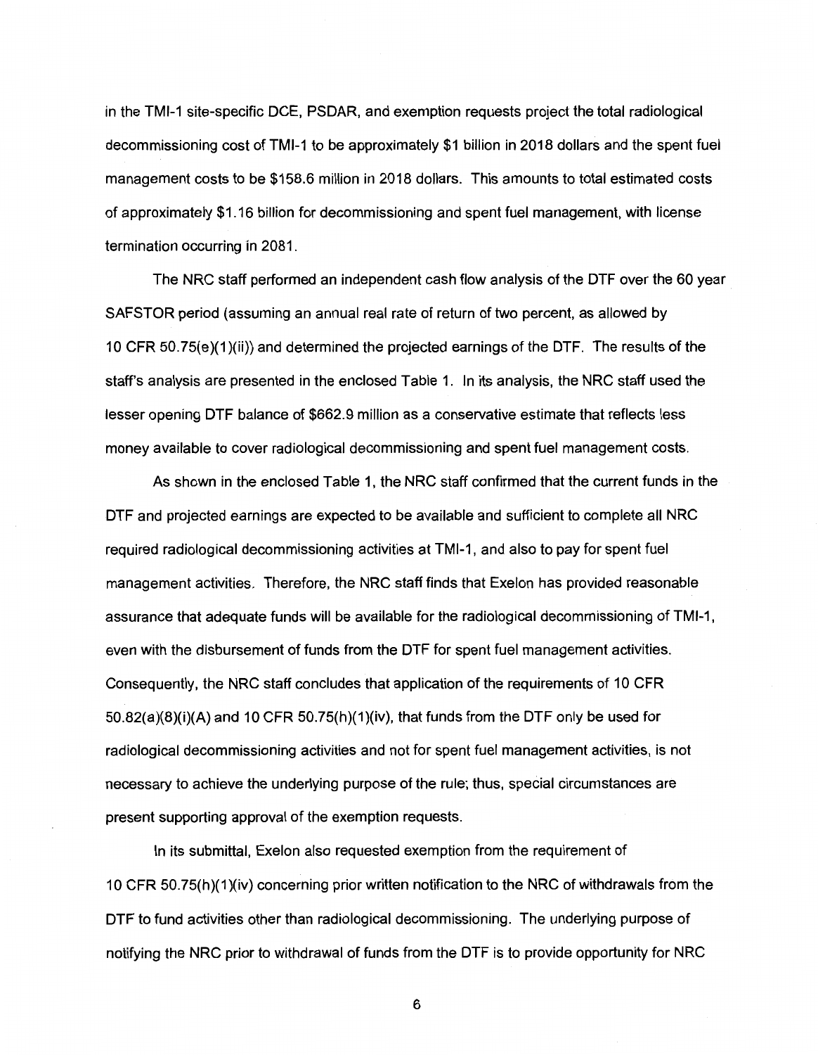in the TMI-1 site-specific DCE, PSDAR, and exemption requests project the total radiological decommissioning cost of TMI-1 to be approximately $1 billion in 2018 dollars and the spent fuel management costs to be $158.6 million in 2018 dollars. This amounts to total estimated costs of approximately $1.16 billion for decommissioning and spent fuel management, with license termination occurring in 2081.

The NRC staff performed an independent cash flow analysis of the DTF over the 60 year SAFSTOR period (assuming an annual real rate of return of two percent, as allowed by 10 CFR 50.75(e)(1)(ii)) and determined the projected earnings of the DTF. The results of the staff's analysis are presented in the enclosed Table 1. In its analysis, the NRC staff used the lesser opening DTF balance of $662.9 million as a conservative estimate that reflects less money available to cover radiological decommissioning and spent fuel management costs.

As shown in the enclosed Table 1, the NRC staff confirmed that the current funds in the DTF and projected earnings are expected to be available and sufficient to complete all NRC required radiological decommissioning activities at TMI-1, and also to pay for spent fuel management activities. Therefore, the NRC staff finds that Exelon has provided reasonable assurance that adequate funds will be available for the radiological decommissioning of TMI-1, even with the disbursement of funds from the DTF for spent fuel management activities. Consequently, the NRC staff concludes that application of the requirements of 10 CFR 50.82(a)(8)(i)(A) and 10 CFR 50.75(h)(1)(iv), that funds from the DTF only be used for radiological decommissioning activities and not for spent fuel management activities, is not necessary to achieve the underlying purpose of the rule; thus, special circumstances are present supporting approval of the exemption requests.

In its submittal, Exelon also requested exemption from the requirement of 10 CFR 50.75(h)(1)(iv) concerning prior written notification to the NRC of withdrawals from the DTF to fund activities other than radiological decommissioning. The underlying purpose of notifying the NRC prior to withdrawal of funds from the DTF is to provide opportunity for NRC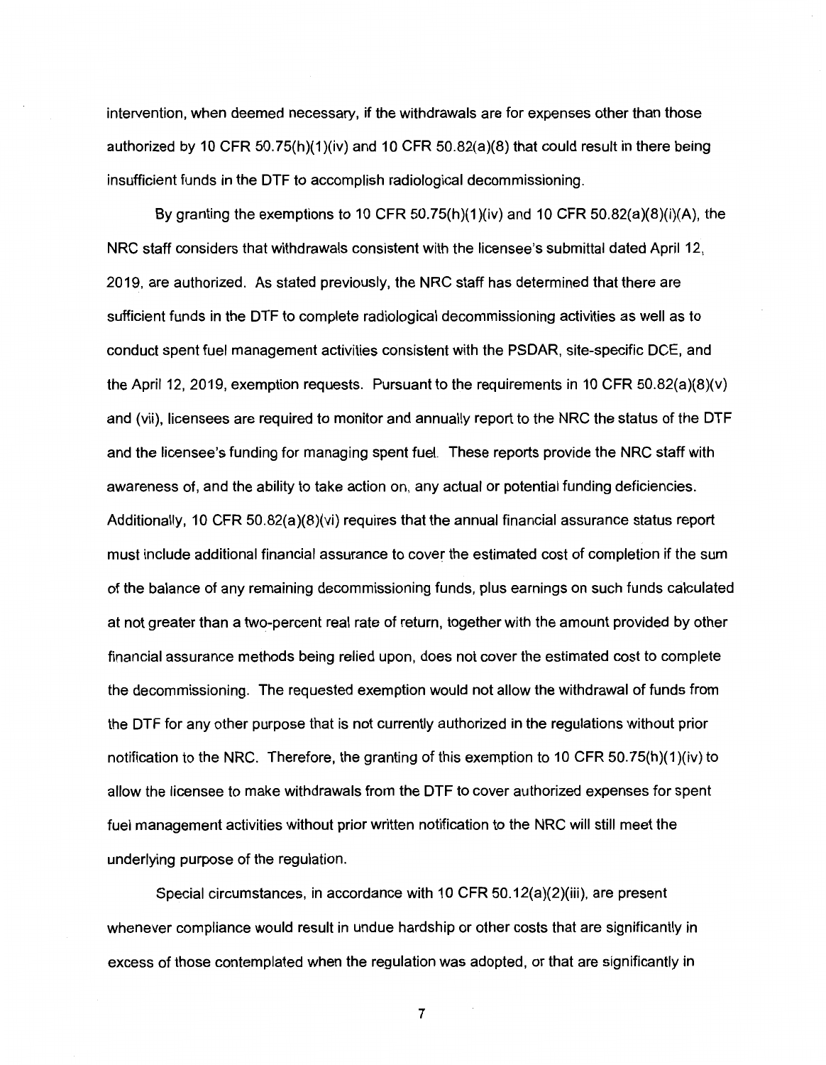intervention, when deemed necessary, if the withdrawals are for expenses other than those authorized by 10 CFR 50.75(h)(1)(iv) and 10 CFR 50.82(a)(8) that could result in there being insufficient funds in the DTF to accomplish radiological decommissioning.

By granting the exemptions to 10 CFR 50.75(h)(1)(iv) and 10 CFR 50.82(a)(8)(i)(A), the NRC staff considers that withdrawals consistent with the licensee's submittal dated April 12, 2019, are authorized. As stated previously, the NRC staff has determined that there are sufficient funds in the DTF to complete radiological decommissioning activities as well as to conduct spent fuel management activities consistent with the PSDAR, site-specific DCE, and the April 12, 2019, exemption requests. Pursuant to the requirements in 10 CFR 50.82(a)(8)(v) and (vii), licensees are required to monitor and annually report to the NRC the status of the DTF and the licensee's funding for managing spent fuel. These reports provide the NRC staff with awareness of, and the ability to take action on, any actual or potential funding deficiencies. Additionally, 10 CFR 50.82(a)(8)(vi) requires that the annual financial assurance status report must include additional financial assurance to cover the estimated cost of completion if the sum of the balance of any remaining decommissioning funds, plus earnings on such funds calculated at not greater than a two-percent real rate of return, together with the amount provided by other financial assurance methods being relied upon, does not cover the estimated cost to complete the decommissioning. The requested exemption would not allow the withdrawal of funds from the DTF for any other purpose that is not currently authorized in the regulations without prior notification to the NRC. Therefore, the granting of this exemption to 10 CFR 50.75(h)(1)(iv) to allow the licensee to make withdrawals from the DTF to cover authorized expenses for spent fuel management activities without prior written notification to the NRC will still meet the underlying purpose of the regulation.

Special circumstances, in accordance with 10 CFR 50.12(a)(2)(iii), are present whenever compliance would result in undue hardship or other costs that are significantly in excess of those contemplated when the regulation was adopted, or that are significantly in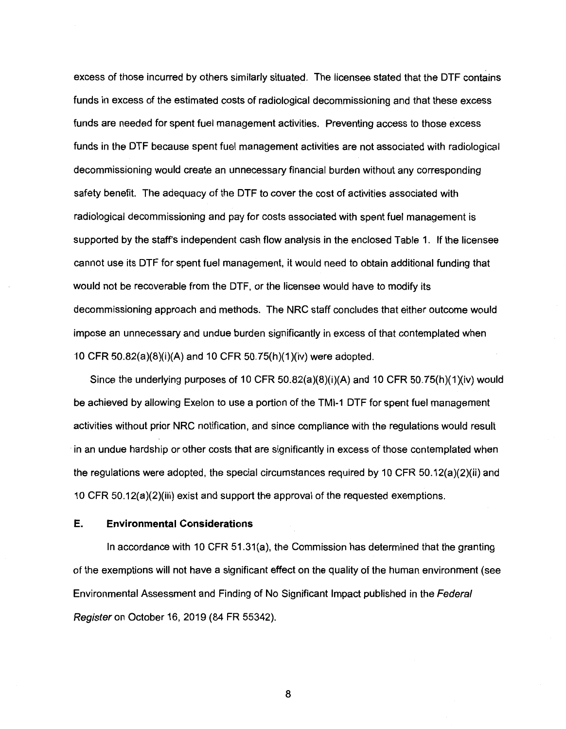excess of those incurred by others similarly situated. The licensee stated that the DTF contains funds in excess of the estimated costs of radiological decommissioning and that these excess funds are needed for spent fuel management activities. Preventing access to those excess funds in the DTF because spent fuel management activities are not associated with radiological decommissioning would create an unnecessary financial burden without any corresponding safety benefit. The adequacy of the DTF to cover the cost of activities associated with radiological decommissioning and pay for costs associated with spent fuel management is supported by the staff's independent cash flow analysis in the enclosed Table 1. If the licensee cannot use its DTF for spent fuel management, it would need to obtain additional funding that would not be recoverable from the DTF, or the licensee would have to modify its decommissioning approach and methods. The NRC staff concludes that either outcome would impose an unnecessary and undue burden significantly in excess of that contemplated when 10 CFR 50.82(a)(8)(i)(A) and 10 CFR 50.75(h)(1)(iv) were adopted.

Since the underlying purposes of 10 CFR 50.82(a)(8)(i)(A) and 10 CFR 50.75(h)(1)(iv) would be achieved by allowing Exelon to use a portion of the TMI-1 DTF for spent fuel management activities without prior NRC notification, and since compliance with the regulations would result in an undue hardship or other costs that are significantly in excess of those contemplated when the regulations were adopted, the special circumstances required by 10 CFR 50.12(a)(2)(ii) and 10 CFR 50.12(a)(2)(iii) exist and support the approval of the requested exemptions.

## E. Environmental Considerations

In accordance with 10 CFR 51.31(a), the Commission has determined that the granting of the exemptions will not have a significant effect on the quality of the human environment (see Environmental Assessment and Finding of No Significant Impact published in the *Federal Register* on October 16, 2019 (84 FR 55342).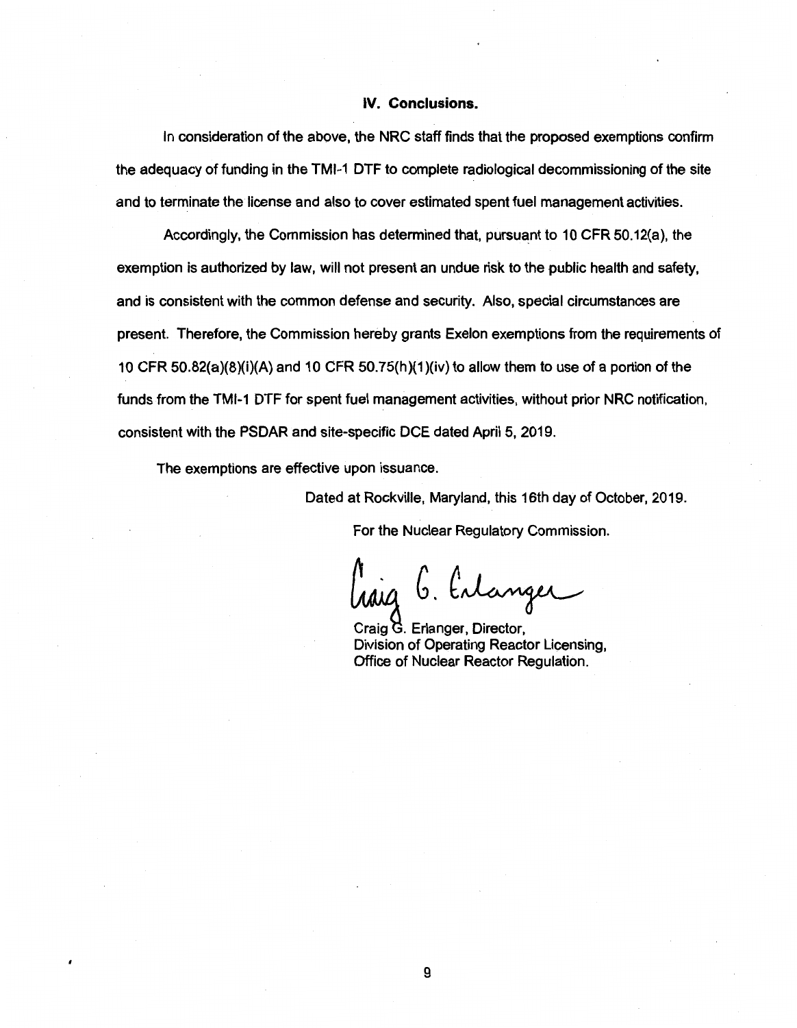## IV. Conclusions.

In consideration of the above, the NRC staff finds that the proposed exemptions confirm the adequacy of funding in the TMI-1 DTF to complete radiological decommissioning of the site and to terminate the license and also to cover estimated spent fuel management activities.

Accordingly, the Commission has determined that, pursuant to 10 CFR 50.12(a), the exemption is authorized by law, will not present an undue risk to the public health and safety, and is consistent with the common defense and security. Also, special circumstances are present. Therefore, the Commission hereby grants Exelon exemptions from the requirements of 10 CFR 50.82(a)(8)(i)(A) and 10 CFR 50.75(h)(1)(iv) to allow them to use of a portion of the funds from the TMI-1 DTF for spent fuel management activities, without prior NRC notification, consistent with the PSDAR and site-specific DCE dated April 5, 2019.

The exemptions are effective upon issuance.

Dated at Rockville, Maryland, this 16th day of October, 2019.

For the Nuclear Regulatory Commission.

Craig G. Erlanger

Craig G. Erlanger, Director,
Division of Operating Reactor Licensing,
Office of Nuclear Reactor Regulation.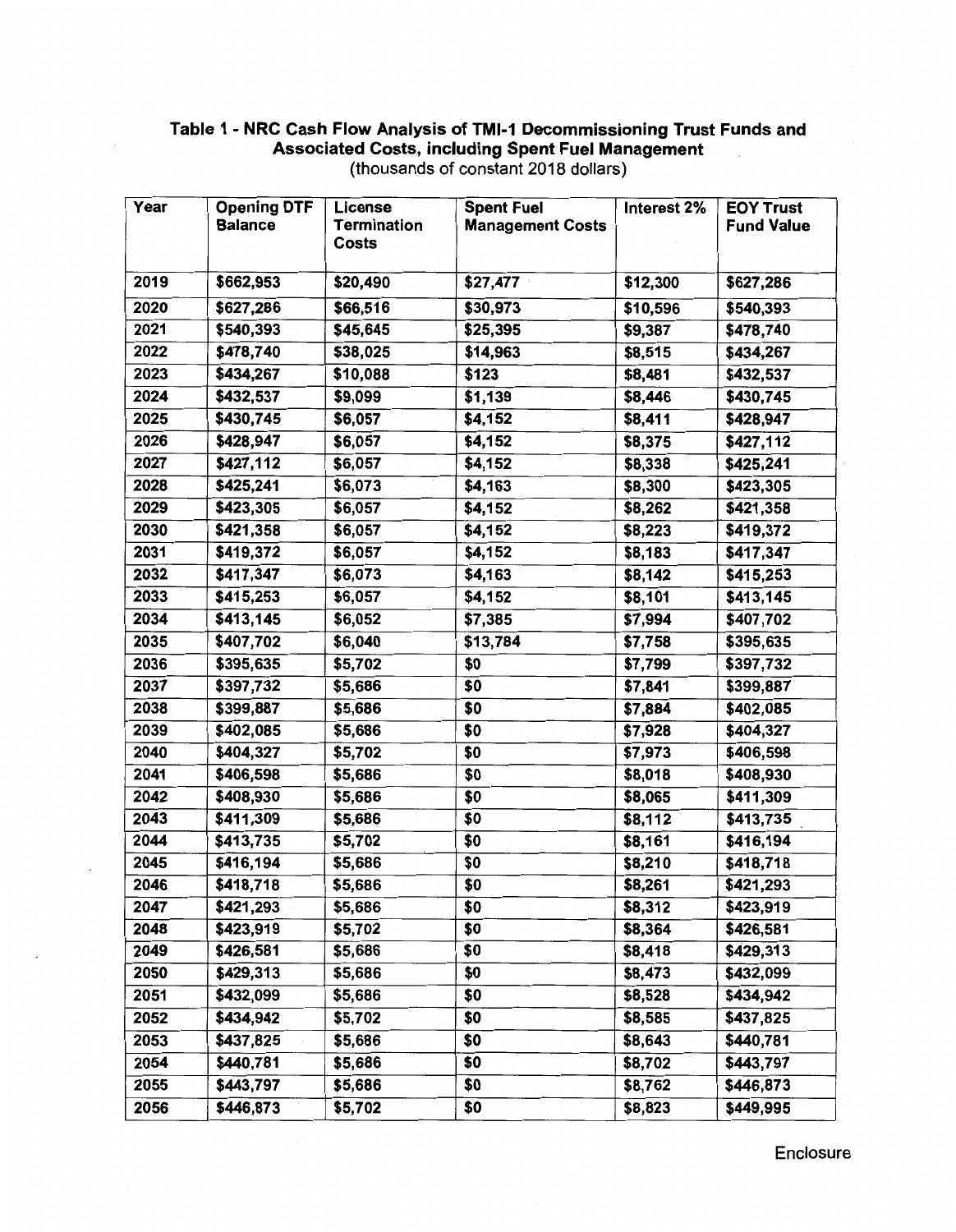**Table 1 - NRC Cash Flow Analysis of TMI-1 Decommissioning Trust Funds and Associated Costs, including Spent Fuel Management**
(thousands of constant 2018 dollars)

| Year | Opening DTF Balance | License Termination Costs | Spent Fuel Management Costs | Interest 2% | EOY Trust Fund Value |
|---|---|---|---|---|---|
| 2019 | $662,953 | $20,490 | $27,477 | $12,300 | $627,286 |
| 2020 | $627,286 | $66,516 | $30,973 | $10,596 | $540,393 |
| 2021 | $540,393 | $45,645 | $25,395 | $9,387 | $478,740 |
| 2022 | $478,740 | $38,025 | $14,963 | $8,515 | $434,267 |
| 2023 | $434,267 | $10,088 | $123 | $8,481 | $432,537 |
| 2024 | $432,537 | $9,099 | $1,139 | $8,446 | $430,745 |
| 2025 | $430,745 | $6,057 | $4,152 | $8,411 | $428,947 |
| 2026 | $428,947 | $6,057 | $4,152 | $8,375 | $427,112 |
| 2027 | $427,112 | $6,057 | $4,152 | $8,338 | $425,241 |
| 2028 | $425,241 | $6,073 | $4,163 | $8,300 | $423,305 |
| 2029 | $423,305 | $6,057 | $4,152 | $8,262 | $421,358 |
| 2030 | $421,358 | $6,057 | $4,152 | $8,223 | $419,372 |
| 2031 | $419,372 | $6,057 | $4,152 | $8,183 | $417,347 |
| 2032 | $417,347 | $6,073 | $4,163 | $8,142 | $415,253 |
| 2033 | $415,253 | $6,057 | $4,152 | $8,101 | $413,145 |
| 2034 | $413,145 | $6,052 | $7,385 | $7,994 | $407,702 |
| 2035 | $407,702 | $6,040 | $13,784 | $7,758 | $395,635 |
| 2036 | $395,635 | $5,702 | $0 | $7,799 | $397,732 |
| 2037 | $397,732 | $5,686 | $0 | $7,841 | $399,887 |
| 2038 | $399,887 | $5,686 | $0 | $7,884 | $402,085 |
| 2039 | $402,085 | $5,686 | $0 | $7,928 | $404,327 |
| 2040 | $404,327 | $5,702 | $0 | $7,973 | $406,598 |
| 2041 | $406,598 | $5,686 | $0 | $8,018 | $408,930 |
| 2042 | $408,930 | $5,686 | $0 | $8,065 | $411,309 |
| 2043 | $411,309 | $5,686 | $0 | $8,112 | $413,735 |
| 2044 | $413,735 | $5,702 | $0 | $8,161 | $416,194 |
| 2045 | $416,194 | $5,686 | $0 | $8,210 | $418,718 |
| 2046 | $418,718 | $5,686 | $0 | $8,261 | $421,293 |
| 2047 | $421,293 | $5,686 | $0 | $8,312 | $423,919 |
| 2048 | $423,919 | $5,702 | $0 | $8,364 | $426,581 |
| 2049 | $426,581 | $5,686 | $0 | $8,418 | $429,313 |
| 2050 | $429,313 | $5,686 | $0 | $8,473 | $432,099 |
| 2051 | $432,099 | $5,686 | $0 | $8,528 | $434,942 |
| 2052 | $434,942 | $5,702 | $0 | $8,585 | $437,825 |
| 2053 | $437,825 | $5,686 | $0 | $8,643 | $440,781 |
| 2054 | $440,781 | $5,686 | $0 | $8,702 | $443,797 |
| 2055 | $443,797 | $5,686 | $0 | $8,762 | $446,873 |
| 2056 | $446,873 | $5,702 | $0 | $8,823 | $449,995 |

Enclosure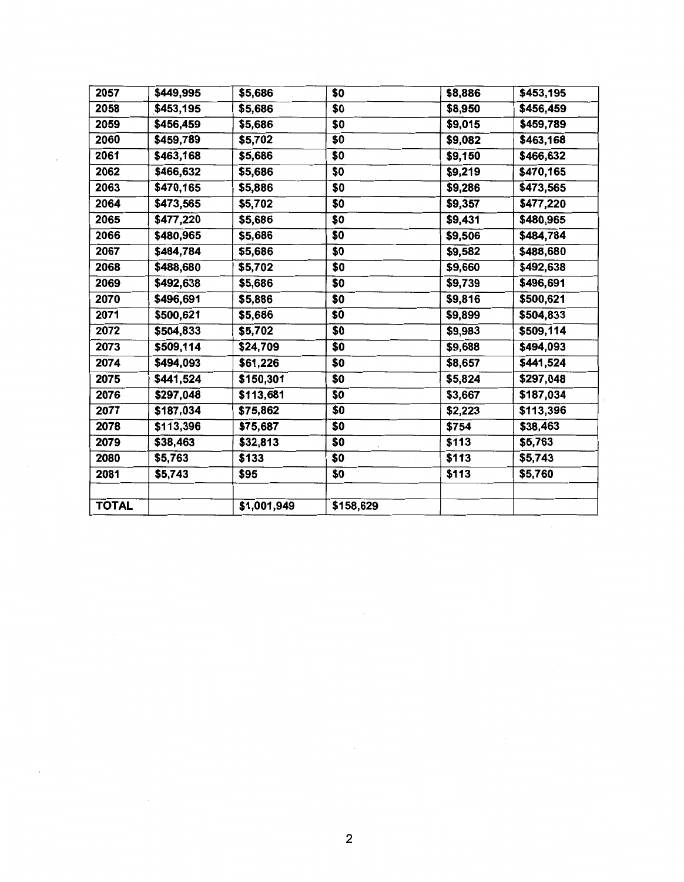| 2057 | $449,995 | $5,686 | $0 | $8,886 | $453,195 |
|---|---|---|---|---|---|
| 2058 | $453,195 | $5,686 | $0 | $8,950 | $456,459 |
| 2059 | $456,459 | $5,686 | $0 | $9,015 | $459,789 |
| 2060 | $459,789 | $5,702 | $0 | $9,082 | $463,168 |
| 2061 | $463,168 | $5,686 | $0 | $9,150 | $466,632 |
| 2062 | $466,632 | $5,686 | $0 | $9,219 | $470,165 |
| 2063 | $470,165 | $5,886 | $0 | $9,286 | $473,565 |
| 2064 | $473,565 | $5,702 | $0 | $9,357 | $477,220 |
| 2065 | $477,220 | $5,686 | $0 | $9,431 | $480,965 |
| 2066 | $480,965 | $5,686 | $0 | $9,506 | $484,784 |
| 2067 | $484,784 | $5,686 | $0 | $9,582 | $488,680 |
| 2068 | $488,680 | $5,702 | $0 | $9,660 | $492,638 |
| 2069 | $492,638 | $5,686 | $0 | $9,739 | $496,691 |
| 2070 | $496,691 | $5,886 | $0 | $9,816 | $500,621 |
| 2071 | $500,621 | $5,686 | $0 | $9,899 | $504,833 |
| 2072 | $504,833 | $5,702 | $0 | $9,983 | $509,114 |
| 2073 | $509,114 | $24,709 | $0 | $9,688 | $494,093 |
| 2074 | $494,093 | $61,226 | $0 | $8,657 | $441,524 |
| 2075 | $441,524 | $150,301 | $0 | $5,824 | $297,048 |
| 2076 | $297,048 | $113,681 | $0 | $3,667 | $187,034 |
| 2077 | $187,034 | $75,862 | $0 | $2,223 | $113,396 |
| 2078 | $113,396 | $75,687 | $0 | $754 | $38,463 |
| 2079 | $38,463 | $32,813 | $0 | $113 | $5,763 |
| 2080 | $5,763 | $133 | $0 | $113 | $5,743 |
| 2081 | $5,743 | $95 | $0 | $113 | $5,760 |
| | | | | | |
| **TOTAL** | | $1,001,949 | $158,629 | | |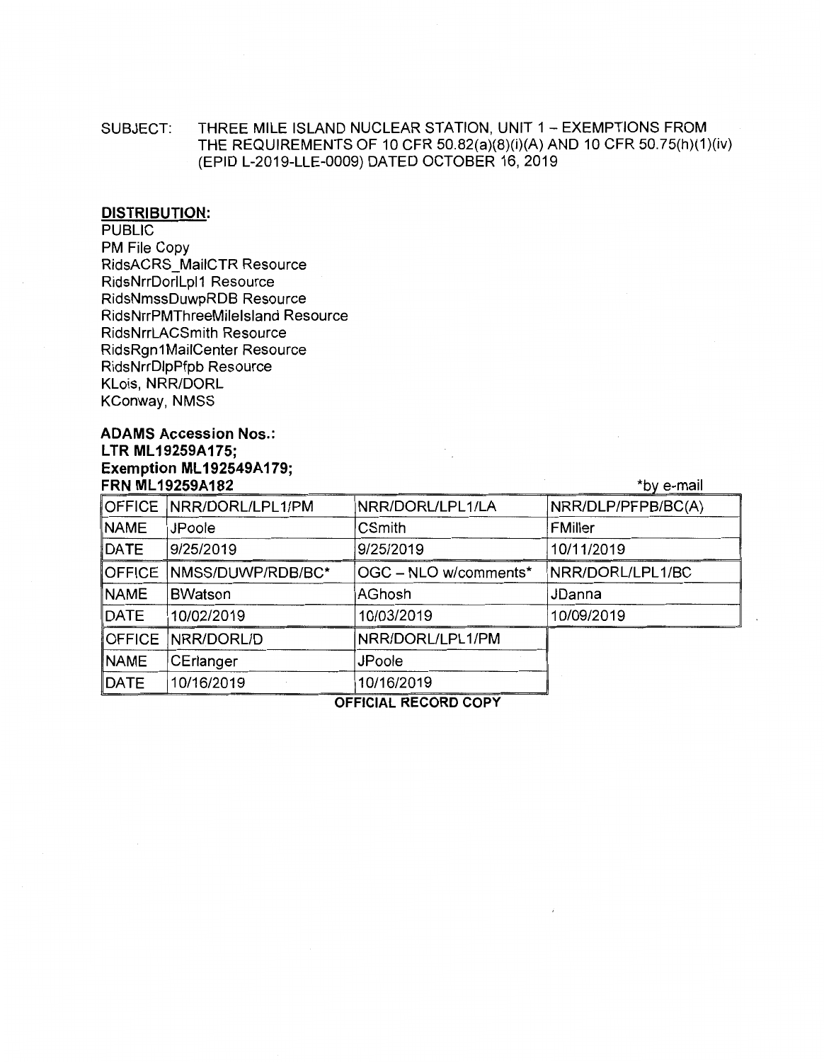SUBJECT: THREE MILE ISLAND NUCLEAR STATION, UNIT 1 – EXEMPTIONS FROM THE REQUIREMENTS OF 10 CFR 50.82(a)(8)(i)(A) AND 10 CFR 50.75(h)(1)(iv) (EPID L-2019-LLE-0009) DATED OCTOBER 16, 2019

**DISTRIBUTION:**

PUBLIC
PM File Copy
RidsACRS_MailCTR Resource
RidsNrrDorlLpl1 Resource
RidsNmssDuwpRDB Resource
RidsNrrPMThreeMileIsland Resource
RidsNrrLACSmith Resource
RidsRgn1MailCenter Resource
RidsNrrDlpPfpb Resource
KLois, NRR/DORL
KConway, NMSS

**ADAMS Accession Nos.:**
**LTR ML19259A175;**
**Exemption ML192549A179;**
**FRN ML19259A182**

*by e-mail

| OFFICE | NRR/DORL/LPL1/PM | NRR/DORL/LPL1/LA | NRR/DLP/PFPB/BC(A) |
|---|---|---|---|
| NAME | JPoole | CSmith | FMiller |
| DATE | 9/25/2019 | 9/25/2019 | 10/11/2019 |
| OFFICE | NMSS/DUWP/RDB/BC* | OGC – NLO w/comments* | NRR/DORL/LPL1/BC |
| NAME | BWatson | AGhosh | JDanna |
| DATE | 10/02/2019 | 10/03/2019 | 10/09/2019 |
| OFFICE | NRR/DORL/D | NRR/DORL/LPL1/PM | |
| NAME | CErlanger | JPoole | |
| DATE | 10/16/2019 | 10/16/2019 | |

**OFFICIAL RECORD COPY**